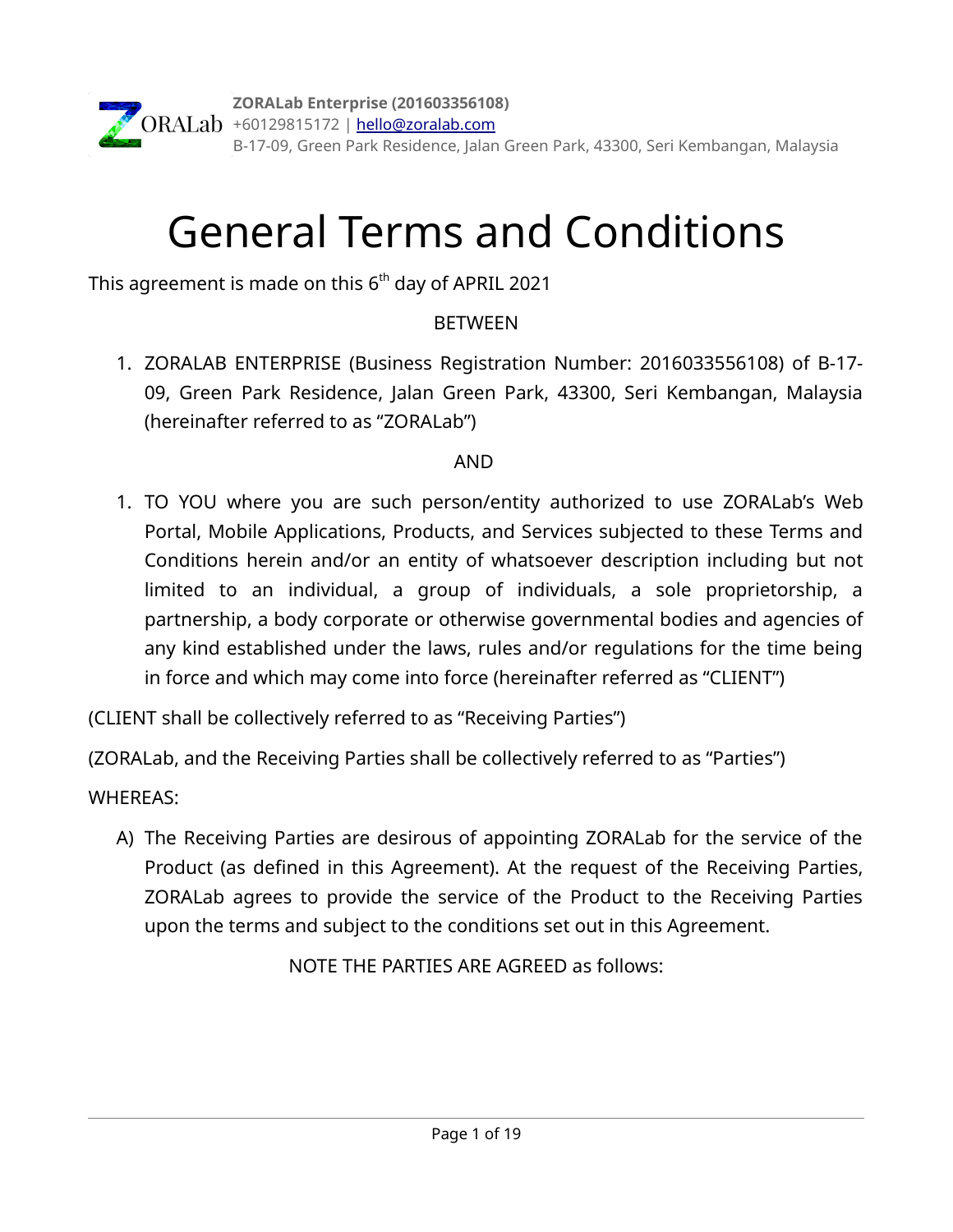**ZORALab Enterprise (201603356108)**
+60129815172 | hello@zoralab.com
B-17-09, Green Park Residence, Jalan Green Park, 43300, Seri Kembangan, Malaysia

# General Terms and Conditions

This agreement is made on this 6th day of APRIL 2021

BETWEEN

1. ZORALAB ENTERPRISE (Business Registration Number: 2016033556108) of B-17-09, Green Park Residence, Jalan Green Park, 43300, Seri Kembangan, Malaysia (hereinafter referred to as "ZORALab")

AND

1. TO YOU where you are such person/entity authorized to use ZORALab's Web Portal, Mobile Applications, Products, and Services subjected to these Terms and Conditions herein and/or an entity of whatsoever description including but not limited to an individual, a group of individuals, a sole proprietorship, a partnership, a body corporate or otherwise governmental bodies and agencies of any kind established under the laws, rules and/or regulations for the time being in force and which may come into force (hereinafter referred as "CLIENT")

(CLIENT shall be collectively referred to as "Receiving Parties")

(ZORALab, and the Receiving Parties shall be collectively referred to as "Parties")

WHEREAS:

A) The Receiving Parties are desirous of appointing ZORALab for the service of the Product (as defined in this Agreement). At the request of the Receiving Parties, ZORALab agrees to provide the service of the Product to the Receiving Parties upon the terms and subject to the conditions set out in this Agreement.

NOTE THE PARTIES ARE AGREED as follows: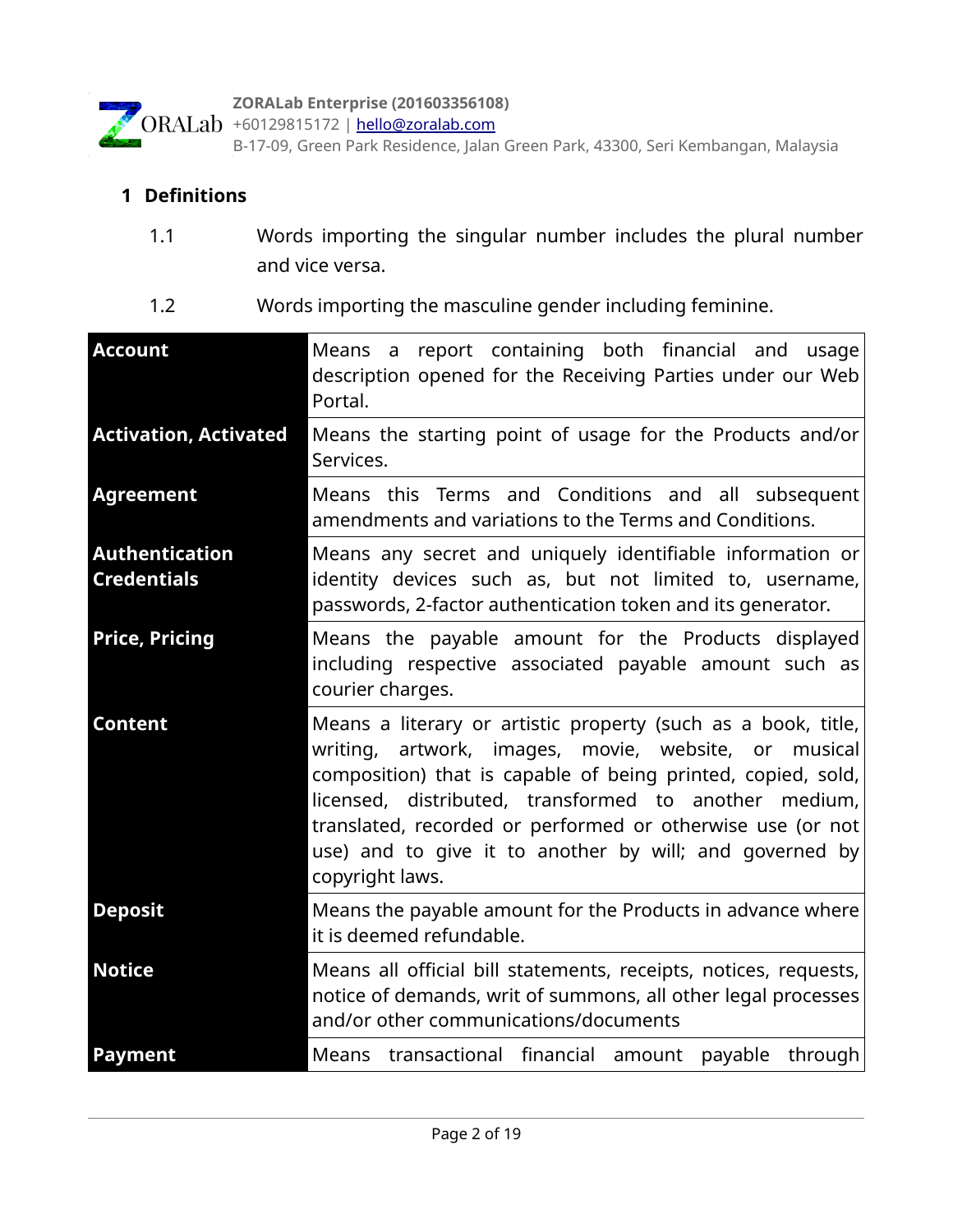## 1 Definitions

1.1 Words importing the singular number includes the plural number and vice versa.

1.2 Words importing the masculine gender including feminine.

| | |
|---|---|
| **Account** | Means a report containing both financial and usage description opened for the Receiving Parties under our Web Portal. |
| **Activation, Activated** | Means the starting point of usage for the Products and/or Services. |
| **Agreement** | Means this Terms and Conditions and all subsequent amendments and variations to the Terms and Conditions. |
| **Authentication Credentials** | Means any secret and uniquely identifiable information or identity devices such as, but not limited to, username, passwords, 2-factor authentication token and its generator. |
| **Price, Pricing** | Means the payable amount for the Products displayed including respective associated payable amount such as courier charges. |
| **Content** | Means a literary or artistic property (such as a book, title, writing, artwork, images, movie, website, or musical composition) that is capable of being printed, copied, sold, licensed, distributed, transformed to another medium, translated, recorded or performed or otherwise use (or not use) and to give it to another by will; and governed by copyright laws. |
| **Deposit** | Means the payable amount for the Products in advance where it is deemed refundable. |
| **Notice** | Means all official bill statements, receipts, notices, requests, notice of demands, writ of summons, all other legal processes and/or other communications/documents |
| **Payment** | Means transactional financial amount payable through |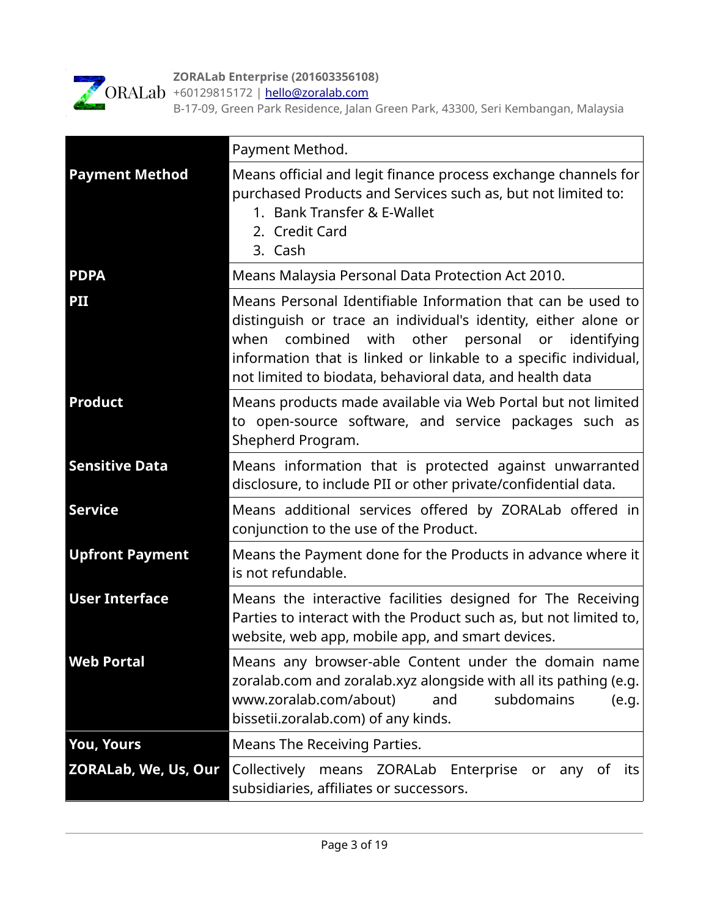| | Payment Method. |
|---|---|
| **Payment Method** | Means official and legit finance process exchange channels for purchased Products and Services such as, but not limited to:<br>1. Bank Transfer & E-Wallet<br>2. Credit Card<br>3. Cash |
| **PDPA** | Means Malaysia Personal Data Protection Act 2010. |
| **PII** | Means Personal Identifiable Information that can be used to distinguish or trace an individual's identity, either alone or when combined with other personal or identifying information that is linked or linkable to a specific individual, not limited to biodata, behavioral data, and health data |
| **Product** | Means products made available via Web Portal but not limited to open-source software, and service packages such as Shepherd Program. |
| **Sensitive Data** | Means information that is protected against unwarranted disclosure, to include PII or other private/confidential data. |
| **Service** | Means additional services offered by ZORALab offered in conjunction to the use of the Product. |
| **Upfront Payment** | Means the Payment done for the Products in advance where it is not refundable. |
| **User Interface** | Means the interactive facilities designed for The Receiving Parties to interact with the Product such as, but not limited to, website, web app, mobile app, and smart devices. |
| **Web Portal** | Means any browser-able Content under the domain name zoralab.com and zoralab.xyz alongside with all its pathing (e.g. www.zoralab.com/about) and subdomains (e.g. bissetii.zoralab.com) of any kinds. |
| **You, Yours** | Means The Receiving Parties. |
| **ZORALab, We, Us, Our** | Collectively means ZORALab Enterprise or any of its subsidiaries, affiliates or successors. |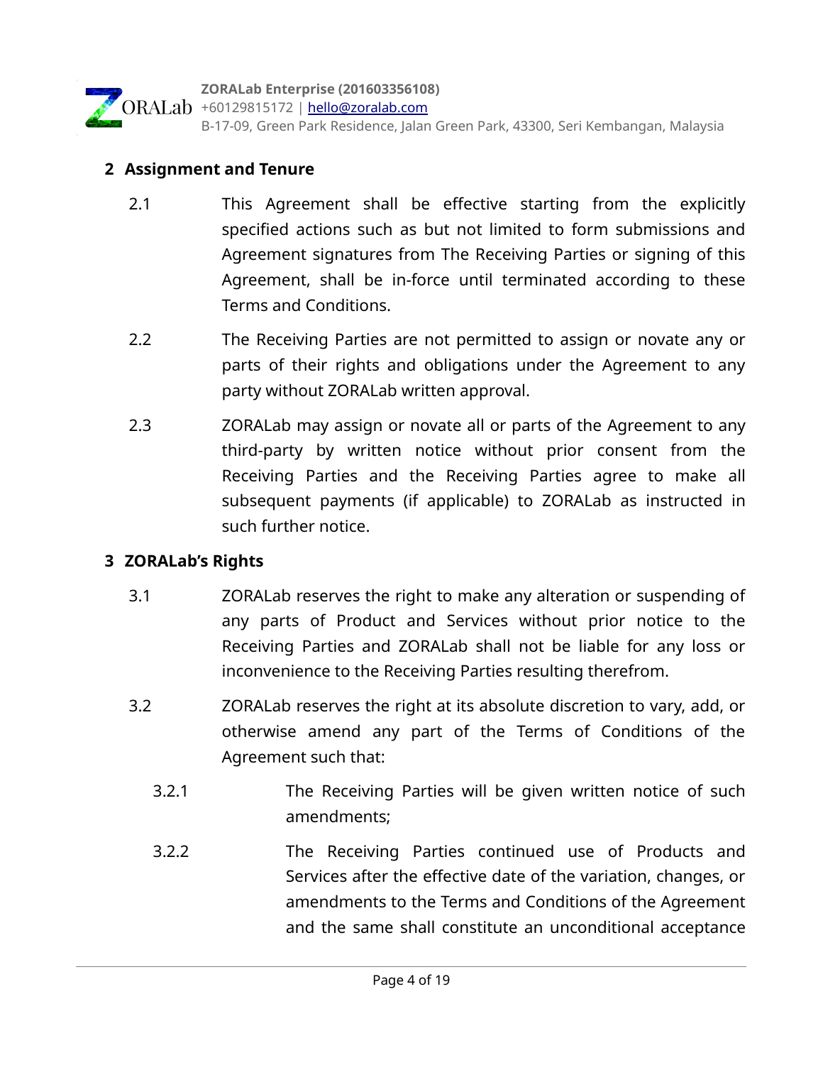## 2 Assignment and Tenure

2.1 This Agreement shall be effective starting from the explicitly specified actions such as but not limited to form submissions and Agreement signatures from The Receiving Parties or signing of this Agreement, shall be in-force until terminated according to these Terms and Conditions.

2.2 The Receiving Parties are not permitted to assign or novate any or parts of their rights and obligations under the Agreement to any party without ZORALab written approval.

2.3 ZORALab may assign or novate all or parts of the Agreement to any third-party by written notice without prior consent from the Receiving Parties and the Receiving Parties agree to make all subsequent payments (if applicable) to ZORALab as instructed in such further notice.

## 3 ZORALab's Rights

3.1 ZORALab reserves the right to make any alteration or suspending of any parts of Product and Services without prior notice to the Receiving Parties and ZORALab shall not be liable for any loss or inconvenience to the Receiving Parties resulting therefrom.

3.2 ZORALab reserves the right at its absolute discretion to vary, add, or otherwise amend any part of the Terms of Conditions of the Agreement such that:

3.2.1 The Receiving Parties will be given written notice of such amendments;

3.2.2 The Receiving Parties continued use of Products and Services after the effective date of the variation, changes, or amendments to the Terms and Conditions of the Agreement and the same shall constitute an unconditional acceptance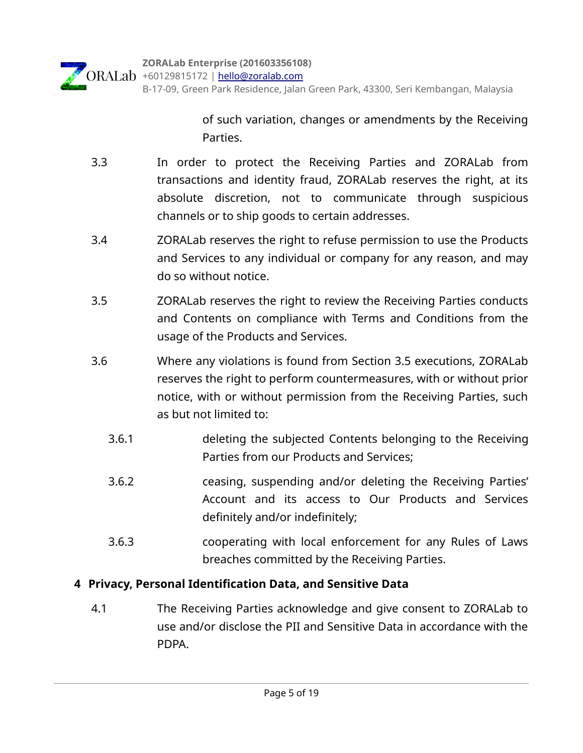of such variation, changes or amendments by the Receiving Parties.

3.3 In order to protect the Receiving Parties and ZORALab from transactions and identity fraud, ZORALab reserves the right, at its absolute discretion, not to communicate through suspicious channels or to ship goods to certain addresses.

3.4 ZORALab reserves the right to refuse permission to use the Products and Services to any individual or company for any reason, and may do so without notice.

3.5 ZORALab reserves the right to review the Receiving Parties conducts and Contents on compliance with Terms and Conditions from the usage of the Products and Services.

3.6 Where any violations is found from Section 3.5 executions, ZORALab reserves the right to perform countermeasures, with or without prior notice, with or without permission from the Receiving Parties, such as but not limited to:

3.6.1 deleting the subjected Contents belonging to the Receiving Parties from our Products and Services;

3.6.2 ceasing, suspending and/or deleting the Receiving Parties' Account and its access to Our Products and Services definitely and/or indefinitely;

3.6.3 cooperating with local enforcement for any Rules of Laws breaches committed by the Receiving Parties.

## 4 Privacy, Personal Identification Data, and Sensitive Data

4.1 The Receiving Parties acknowledge and give consent to ZORALab to use and/or disclose the PII and Sensitive Data in accordance with the PDPA.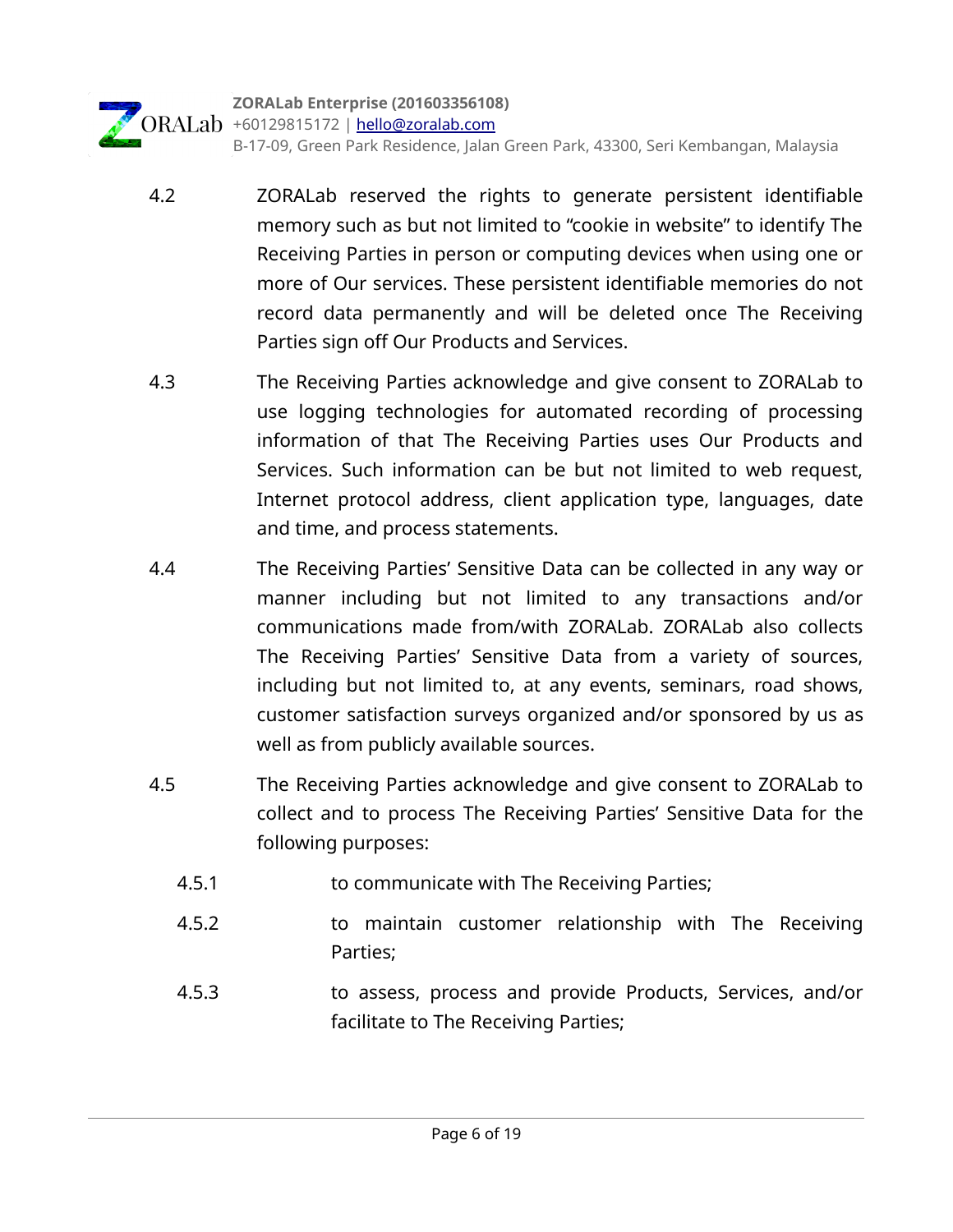4.2 ZORALab reserved the rights to generate persistent identifiable memory such as but not limited to “cookie in website” to identify The Receiving Parties in person or computing devices when using one or more of Our services. These persistent identifiable memories do not record data permanently and will be deleted once The Receiving Parties sign off Our Products and Services.

4.3 The Receiving Parties acknowledge and give consent to ZORALab to use logging technologies for automated recording of processing information of that The Receiving Parties uses Our Products and Services. Such information can be but not limited to web request, Internet protocol address, client application type, languages, date and time, and process statements.

4.4 The Receiving Parties’ Sensitive Data can be collected in any way or manner including but not limited to any transactions and/or communications made from/with ZORALab. ZORALab also collects The Receiving Parties’ Sensitive Data from a variety of sources, including but not limited to, at any events, seminars, road shows, customer satisfaction surveys organized and/or sponsored by us as well as from publicly available sources.

4.5 The Receiving Parties acknowledge and give consent to ZORALab to collect and to process The Receiving Parties’ Sensitive Data for the following purposes:

4.5.1 to communicate with The Receiving Parties;

4.5.2 to maintain customer relationship with The Receiving Parties;

4.5.3 to assess, process and provide Products, Services, and/or facilitate to The Receiving Parties;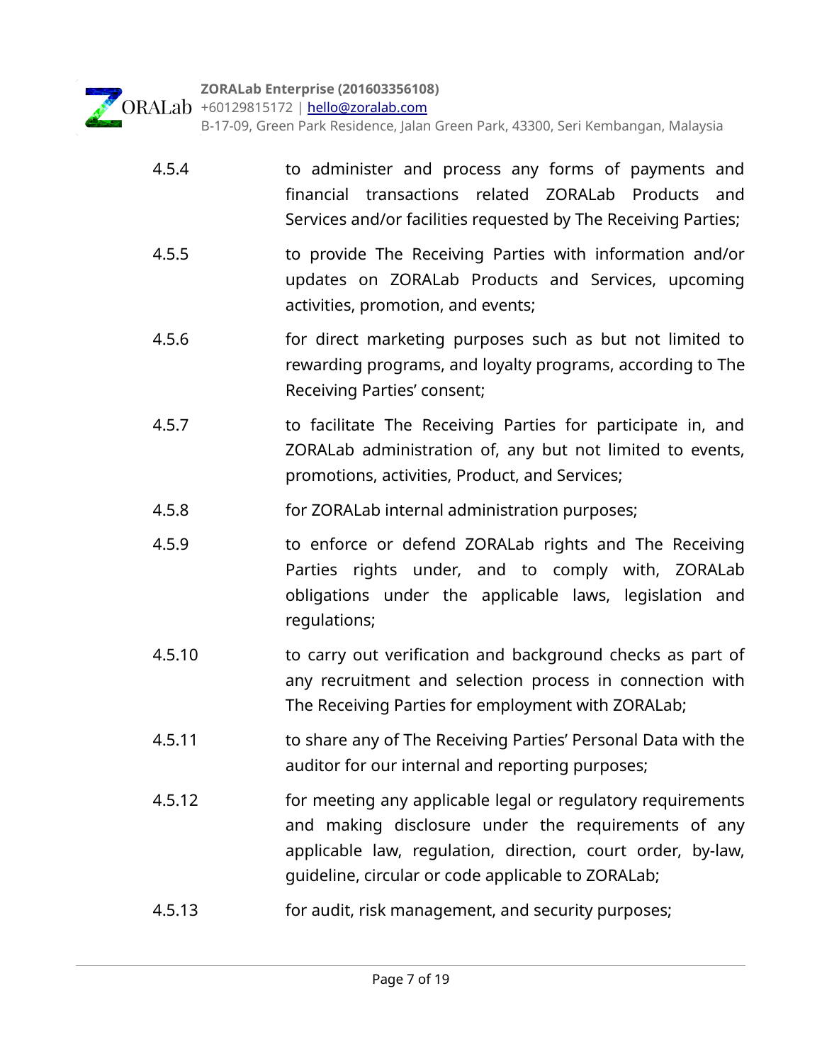4.5.4 to administer and process any forms of payments and financial transactions related ZORALab Products and Services and/or facilities requested by The Receiving Parties;

4.5.5 to provide The Receiving Parties with information and/or updates on ZORALab Products and Services, upcoming activities, promotion, and events;

4.5.6 for direct marketing purposes such as but not limited to rewarding programs, and loyalty programs, according to The Receiving Parties' consent;

4.5.7 to facilitate The Receiving Parties for participate in, and ZORALab administration of, any but not limited to events, promotions, activities, Product, and Services;

4.5.8 for ZORALab internal administration purposes;

4.5.9 to enforce or defend ZORALab rights and The Receiving Parties rights under, and to comply with, ZORALab obligations under the applicable laws, legislation and regulations;

4.5.10 to carry out verification and background checks as part of any recruitment and selection process in connection with The Receiving Parties for employment with ZORALab;

4.5.11 to share any of The Receiving Parties' Personal Data with the auditor for our internal and reporting purposes;

4.5.12 for meeting any applicable legal or regulatory requirements and making disclosure under the requirements of any applicable law, regulation, direction, court order, by-law, guideline, circular or code applicable to ZORALab;

4.5.13 for audit, risk management, and security purposes;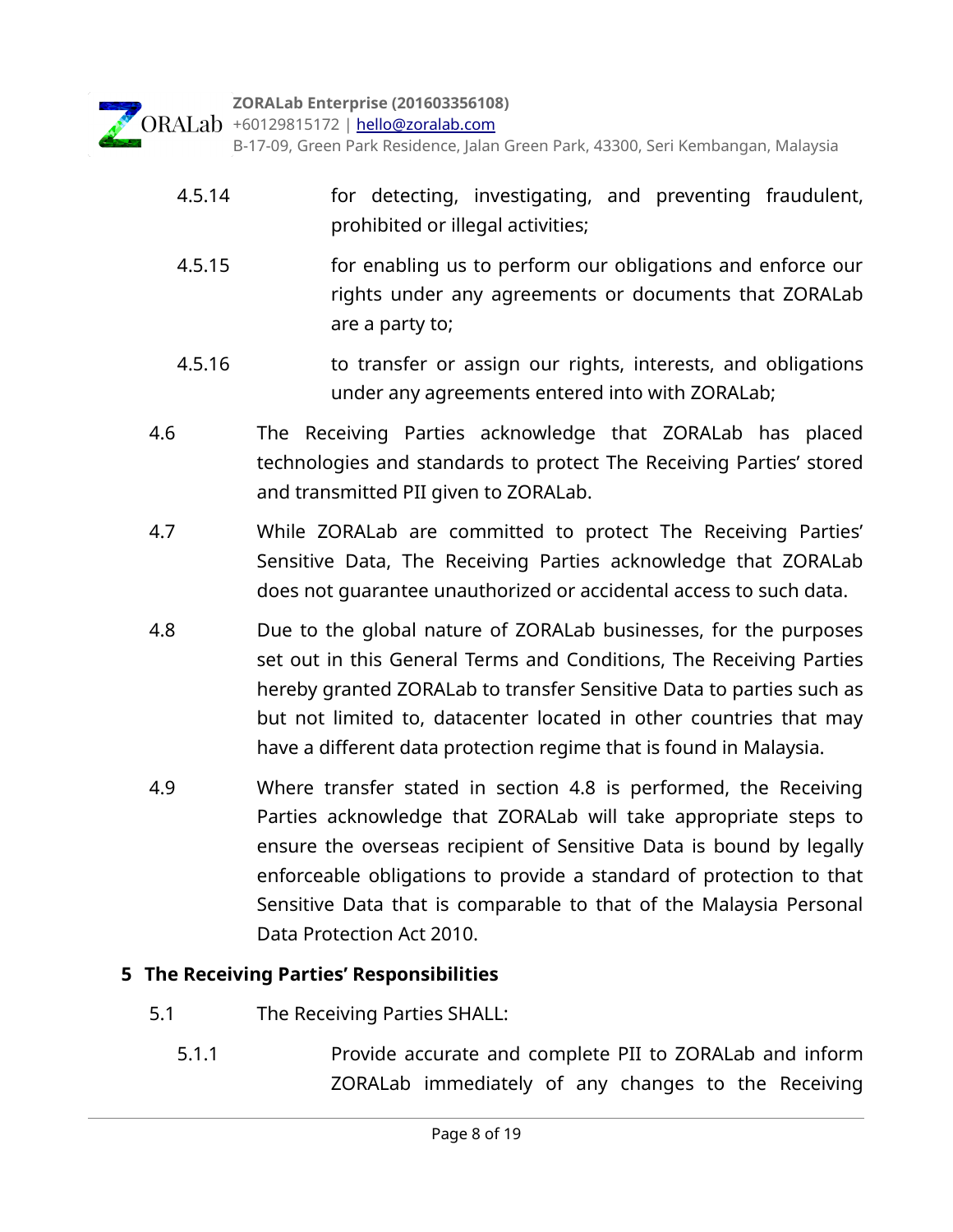4.5.14 for detecting, investigating, and preventing fraudulent, prohibited or illegal activities;

4.5.15 for enabling us to perform our obligations and enforce our rights under any agreements or documents that ZORALab are a party to;

4.5.16 to transfer or assign our rights, interests, and obligations under any agreements entered into with ZORALab;

4.6 The Receiving Parties acknowledge that ZORALab has placed technologies and standards to protect The Receiving Parties' stored and transmitted PII given to ZORALab.

4.7 While ZORALab are committed to protect The Receiving Parties' Sensitive Data, The Receiving Parties acknowledge that ZORALab does not guarantee unauthorized or accidental access to such data.

4.8 Due to the global nature of ZORALab businesses, for the purposes set out in this General Terms and Conditions, The Receiving Parties hereby granted ZORALab to transfer Sensitive Data to parties such as but not limited to, datacenter located in other countries that may have a different data protection regime that is found in Malaysia.

4.9 Where transfer stated in section 4.8 is performed, the Receiving Parties acknowledge that ZORALab will take appropriate steps to ensure the overseas recipient of Sensitive Data is bound by legally enforceable obligations to provide a standard of protection to that Sensitive Data that is comparable to that of the Malaysia Personal Data Protection Act 2010.

## 5 The Receiving Parties' Responsibilities

5.1 The Receiving Parties SHALL:

5.1.1 Provide accurate and complete PII to ZORALab and inform ZORALab immediately of any changes to the Receiving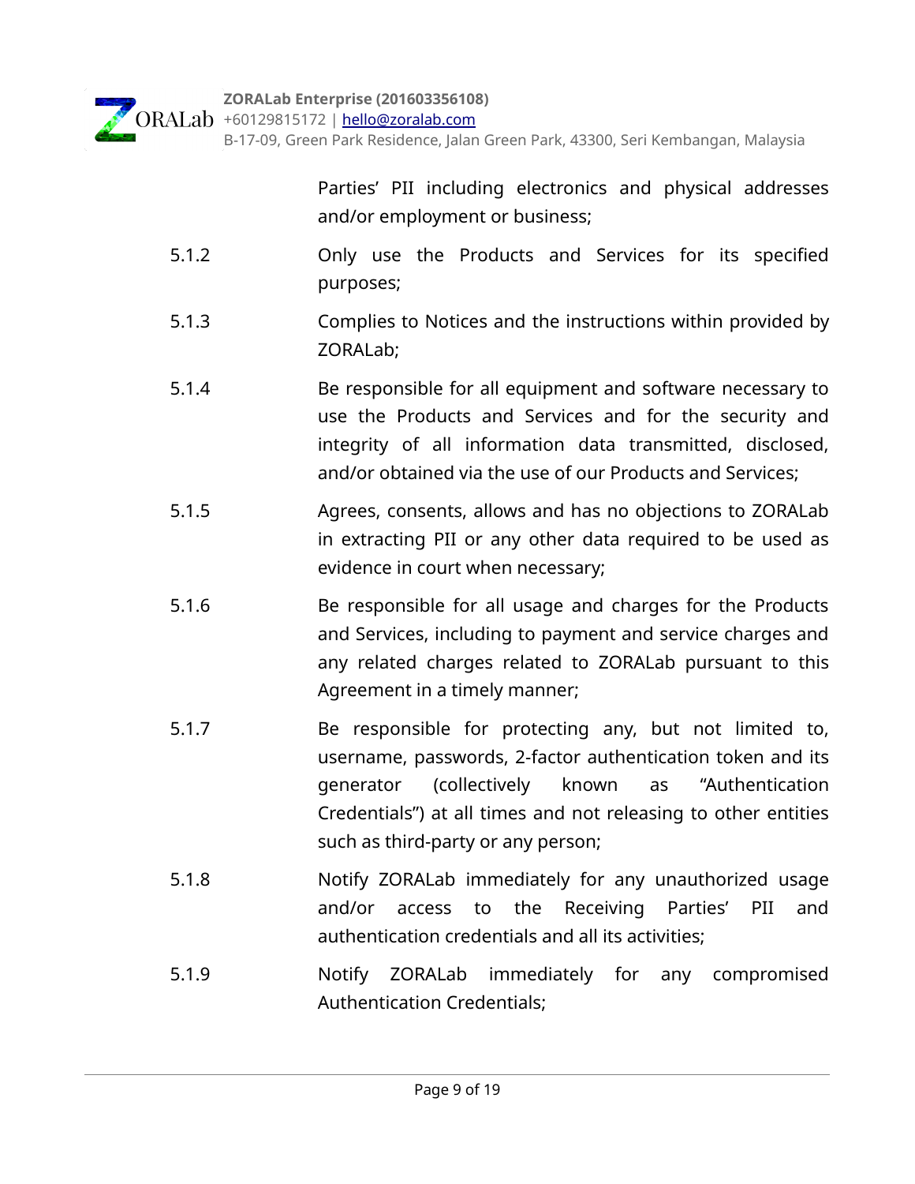Parties' PII including electronics and physical addresses and/or employment or business;

5.1.2 Only use the Products and Services for its specified purposes;

5.1.3 Complies to Notices and the instructions within provided by ZORALab;

5.1.4 Be responsible for all equipment and software necessary to use the Products and Services and for the security and integrity of all information data transmitted, disclosed, and/or obtained via the use of our Products and Services;

5.1.5 Agrees, consents, allows and has no objections to ZORALab in extracting PII or any other data required to be used as evidence in court when necessary;

5.1.6 Be responsible for all usage and charges for the Products and Services, including to payment and service charges and any related charges related to ZORALab pursuant to this Agreement in a timely manner;

5.1.7 Be responsible for protecting any, but not limited to, username, passwords, 2-factor authentication token and its generator (collectively known as "Authentication Credentials") at all times and not releasing to other entities such as third-party or any person;

5.1.8 Notify ZORALab immediately for any unauthorized usage and/or access to the Receiving Parties' PII and authentication credentials and all its activities;

5.1.9 Notify ZORALab immediately for any compromised Authentication Credentials;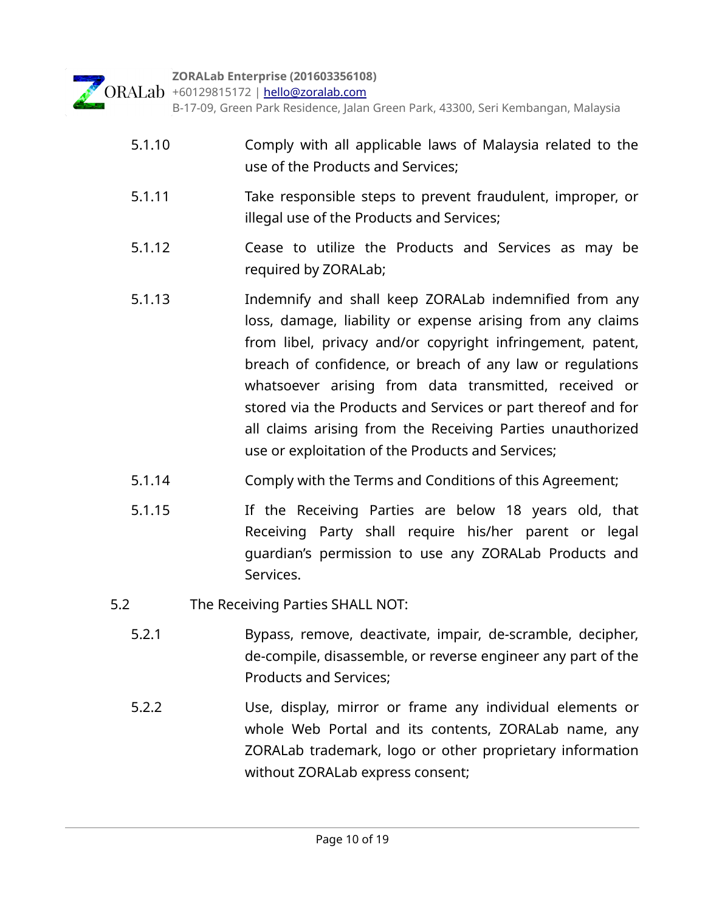5.1.10 Comply with all applicable laws of Malaysia related to the use of the Products and Services;

5.1.11 Take responsible steps to prevent fraudulent, improper, or illegal use of the Products and Services;

5.1.12 Cease to utilize the Products and Services as may be required by ZORALab;

5.1.13 Indemnify and shall keep ZORALab indemnified from any loss, damage, liability or expense arising from any claims from libel, privacy and/or copyright infringement, patent, breach of confidence, or breach of any law or regulations whatsoever arising from data transmitted, received or stored via the Products and Services or part thereof and for all claims arising from the Receiving Parties unauthorized use or exploitation of the Products and Services;

5.1.14 Comply with the Terms and Conditions of this Agreement;

5.1.15 If the Receiving Parties are below 18 years old, that Receiving Party shall require his/her parent or legal guardian's permission to use any ZORALab Products and Services.

5.2 The Receiving Parties SHALL NOT:

5.2.1 Bypass, remove, deactivate, impair, de-scramble, decipher, de-compile, disassemble, or reverse engineer any part of the Products and Services;

5.2.2 Use, display, mirror or frame any individual elements or whole Web Portal and its contents, ZORALab name, any ZORALab trademark, logo or other proprietary information without ZORALab express consent;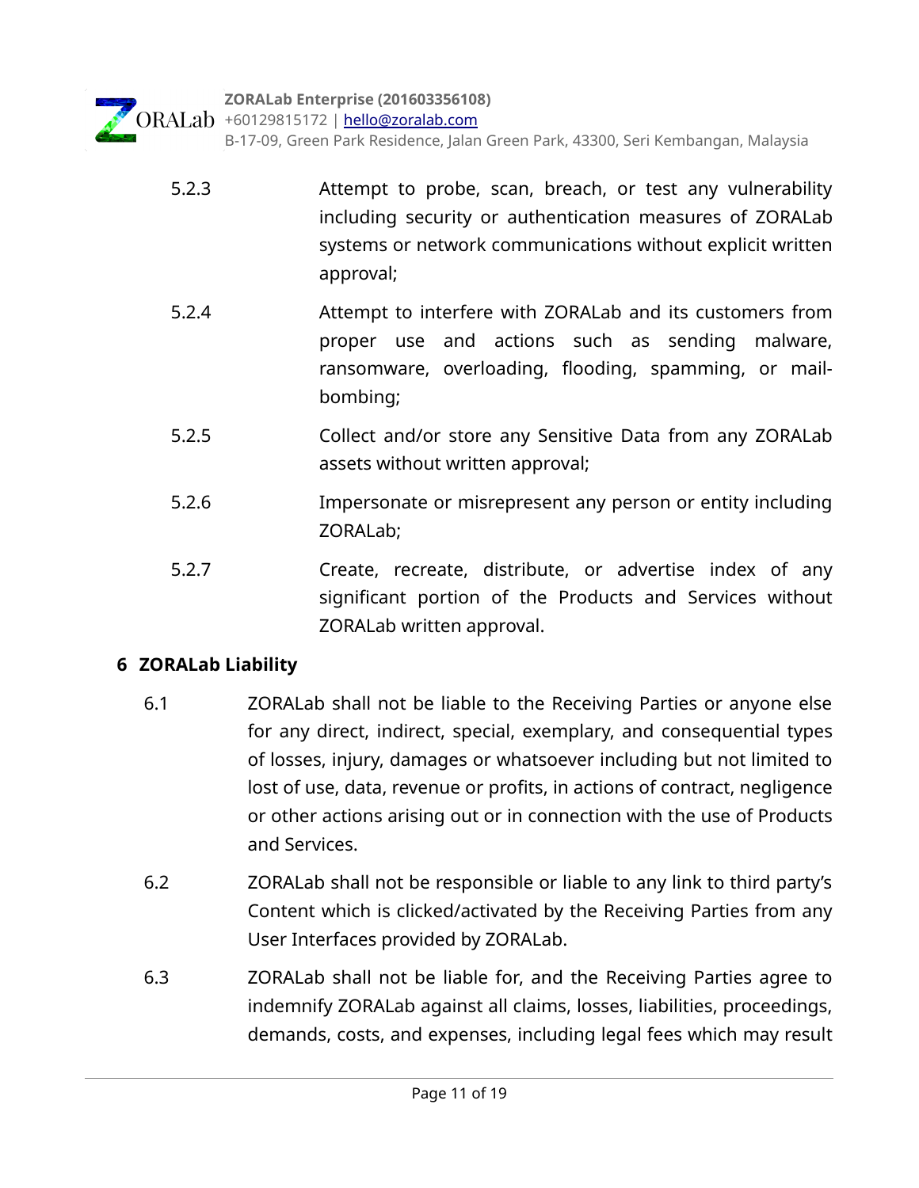5.2.3 Attempt to probe, scan, breach, or test any vulnerability including security or authentication measures of ZORALab systems or network communications without explicit written approval;

5.2.4 Attempt to interfere with ZORALab and its customers from proper use and actions such as sending malware, ransomware, overloading, flooding, spamming, or mail-bombing;

5.2.5 Collect and/or store any Sensitive Data from any ZORALab assets without written approval;

5.2.6 Impersonate or misrepresent any person or entity including ZORALab;

5.2.7 Create, recreate, distribute, or advertise index of any significant portion of the Products and Services without ZORALab written approval.

## 6 ZORALab Liability

6.1 ZORALab shall not be liable to the Receiving Parties or anyone else for any direct, indirect, special, exemplary, and consequential types of losses, injury, damages or whatsoever including but not limited to lost of use, data, revenue or profits, in actions of contract, negligence or other actions arising out or in connection with the use of Products and Services.

6.2 ZORALab shall not be responsible or liable to any link to third party's Content which is clicked/activated by the Receiving Parties from any User Interfaces provided by ZORALab.

6.3 ZORALab shall not be liable for, and the Receiving Parties agree to indemnify ZORALab against all claims, losses, liabilities, proceedings, demands, costs, and expenses, including legal fees which may result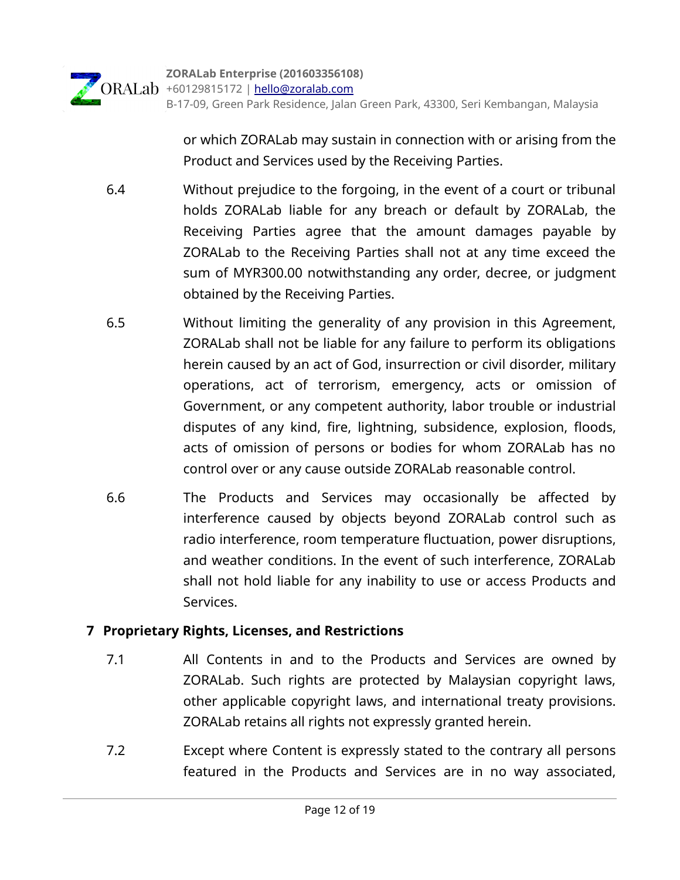or which ZORALab may sustain in connection with or arising from the Product and Services used by the Receiving Parties.

6.4 Without prejudice to the forgoing, in the event of a court or tribunal holds ZORALab liable for any breach or default by ZORALab, the Receiving Parties agree that the amount damages payable by ZORALab to the Receiving Parties shall not at any time exceed the sum of MYR300.00 notwithstanding any order, decree, or judgment obtained by the Receiving Parties.

6.5 Without limiting the generality of any provision in this Agreement, ZORALab shall not be liable for any failure to perform its obligations herein caused by an act of God, insurrection or civil disorder, military operations, act of terrorism, emergency, acts or omission of Government, or any competent authority, labor trouble or industrial disputes of any kind, fire, lightning, subsidence, explosion, floods, acts of omission of persons or bodies for whom ZORALab has no control over or any cause outside ZORALab reasonable control.

6.6 The Products and Services may occasionally be affected by interference caused by objects beyond ZORALab control such as radio interference, room temperature fluctuation, power disruptions, and weather conditions. In the event of such interference, ZORALab shall not hold liable for any inability to use or access Products and Services.

## 7 Proprietary Rights, Licenses, and Restrictions

7.1 All Contents in and to the Products and Services are owned by ZORALab. Such rights are protected by Malaysian copyright laws, other applicable copyright laws, and international treaty provisions. ZORALab retains all rights not expressly granted herein.

7.2 Except where Content is expressly stated to the contrary all persons featured in the Products and Services are in no way associated,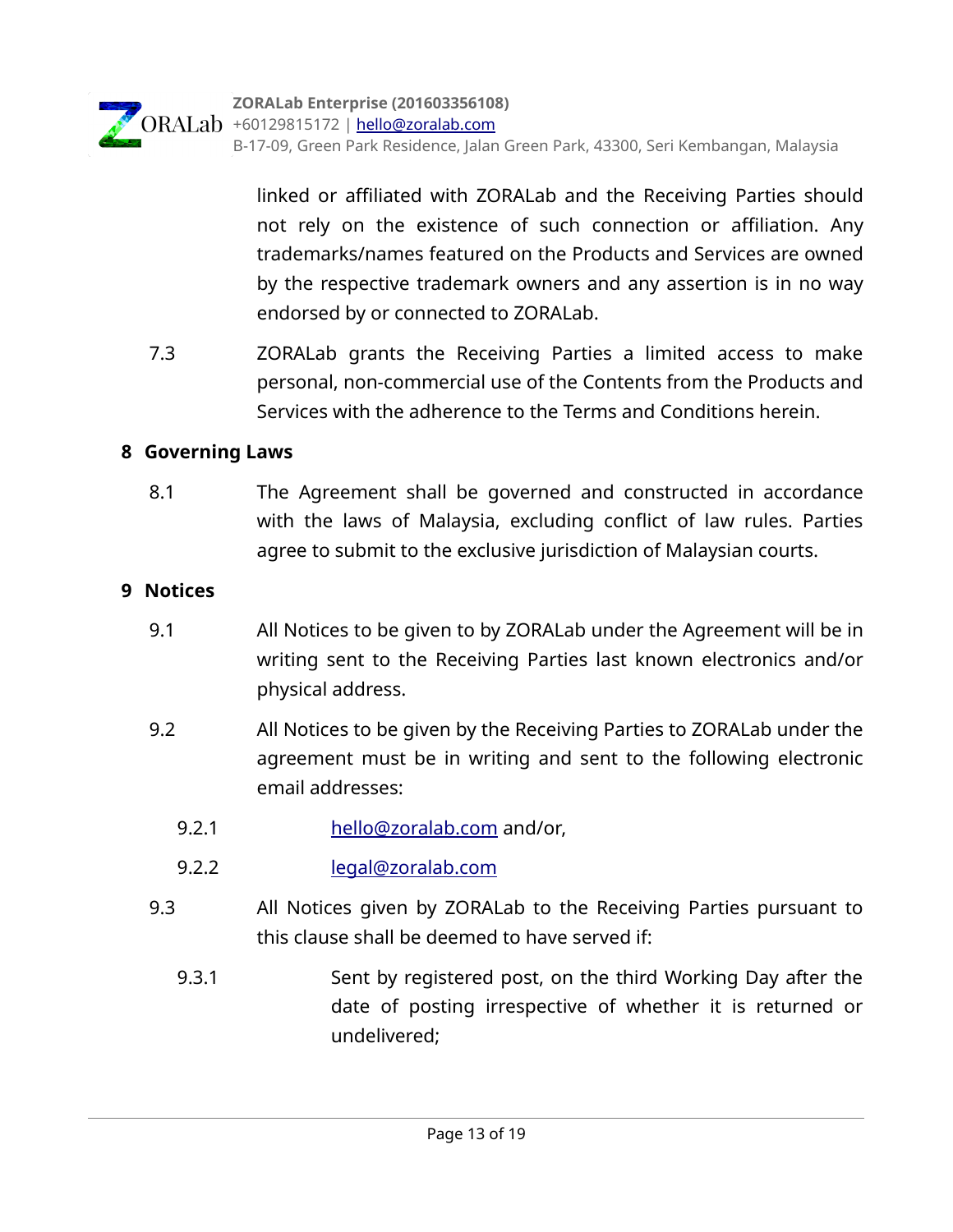linked or affiliated with ZORALab and the Receiving Parties should not rely on the existence of such connection or affiliation. Any trademarks/names featured on the Products and Services are owned by the respective trademark owners and any assertion is in no way endorsed by or connected to ZORALab.

7.3 ZORALab grants the Receiving Parties a limited access to make personal, non-commercial use of the Contents from the Products and Services with the adherence to the Terms and Conditions herein.

## 8 Governing Laws

8.1 The Agreement shall be governed and constructed in accordance with the laws of Malaysia, excluding conflict of law rules. Parties agree to submit to the exclusive jurisdiction of Malaysian courts.

## 9 Notices

9.1 All Notices to be given to by ZORALab under the Agreement will be in writing sent to the Receiving Parties last known electronics and/or physical address.

9.2 All Notices to be given by the Receiving Parties to ZORALab under the agreement must be in writing and sent to the following electronic email addresses:

9.2.1 hello@zoralab.com and/or,

9.2.2 legal@zoralab.com

9.3 All Notices given by ZORALab to the Receiving Parties pursuant to this clause shall be deemed to have served if:

9.3.1 Sent by registered post, on the third Working Day after the date of posting irrespective of whether it is returned or undelivered;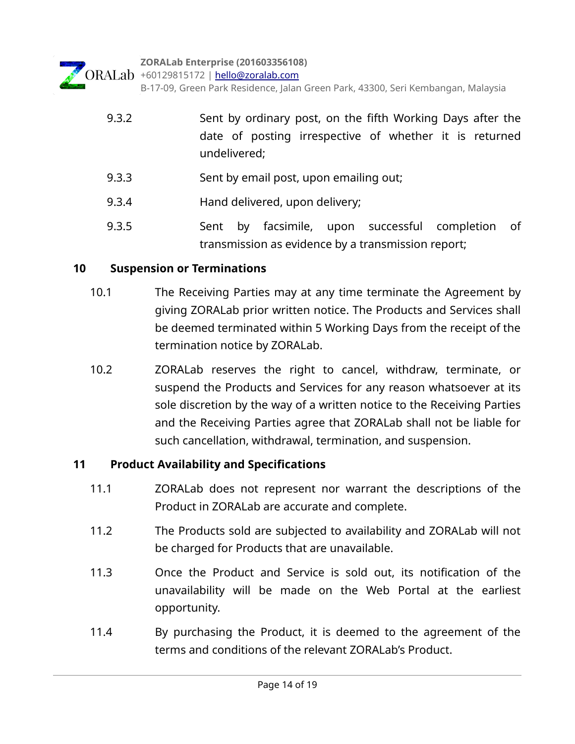9.3.2 Sent by ordinary post, on the fifth Working Days after the date of posting irrespective of whether it is returned undelivered;

9.3.3 Sent by email post, upon emailing out;

9.3.4 Hand delivered, upon delivery;

9.3.5 Sent by facsimile, upon successful completion of transmission as evidence by a transmission report;

## 10 Suspension or Terminations

10.1 The Receiving Parties may at any time terminate the Agreement by giving ZORALab prior written notice. The Products and Services shall be deemed terminated within 5 Working Days from the receipt of the termination notice by ZORALab.

10.2 ZORALab reserves the right to cancel, withdraw, terminate, or suspend the Products and Services for any reason whatsoever at its sole discretion by the way of a written notice to the Receiving Parties and the Receiving Parties agree that ZORALab shall not be liable for such cancellation, withdrawal, termination, and suspension.

## 11 Product Availability and Specifications

11.1 ZORALab does not represent nor warrant the descriptions of the Product in ZORALab are accurate and complete.

11.2 The Products sold are subjected to availability and ZORALab will not be charged for Products that are unavailable.

11.3 Once the Product and Service is sold out, its notification of the unavailability will be made on the Web Portal at the earliest opportunity.

11.4 By purchasing the Product, it is deemed to the agreement of the terms and conditions of the relevant ZORALab's Product.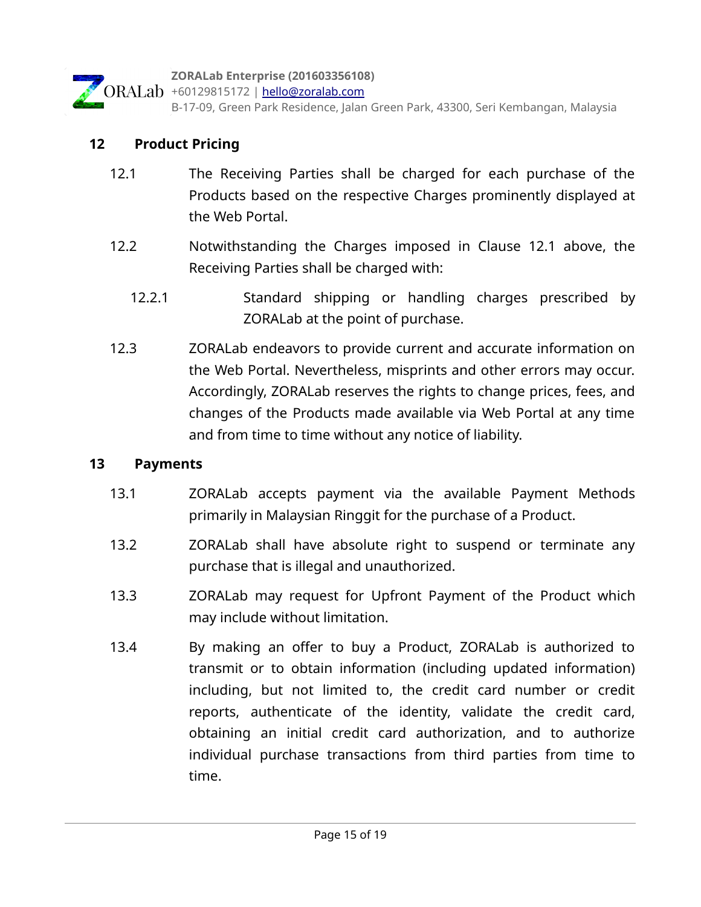## 12 Product Pricing

12.1 The Receiving Parties shall be charged for each purchase of the Products based on the respective Charges prominently displayed at the Web Portal.

12.2 Notwithstanding the Charges imposed in Clause 12.1 above, the Receiving Parties shall be charged with:

12.2.1 Standard shipping or handling charges prescribed by ZORALab at the point of purchase.

12.3 ZORALab endeavors to provide current and accurate information on the Web Portal. Nevertheless, misprints and other errors may occur. Accordingly, ZORALab reserves the rights to change prices, fees, and changes of the Products made available via Web Portal at any time and from time to time without any notice of liability.

## 13 Payments

13.1 ZORALab accepts payment via the available Payment Methods primarily in Malaysian Ringgit for the purchase of a Product.

13.2 ZORALab shall have absolute right to suspend or terminate any purchase that is illegal and unauthorized.

13.3 ZORALab may request for Upfront Payment of the Product which may include without limitation.

13.4 By making an offer to buy a Product, ZORALab is authorized to transmit or to obtain information (including updated information) including, but not limited to, the credit card number or credit reports, authenticate of the identity, validate the credit card, obtaining an initial credit card authorization, and to authorize individual purchase transactions from third parties from time to time.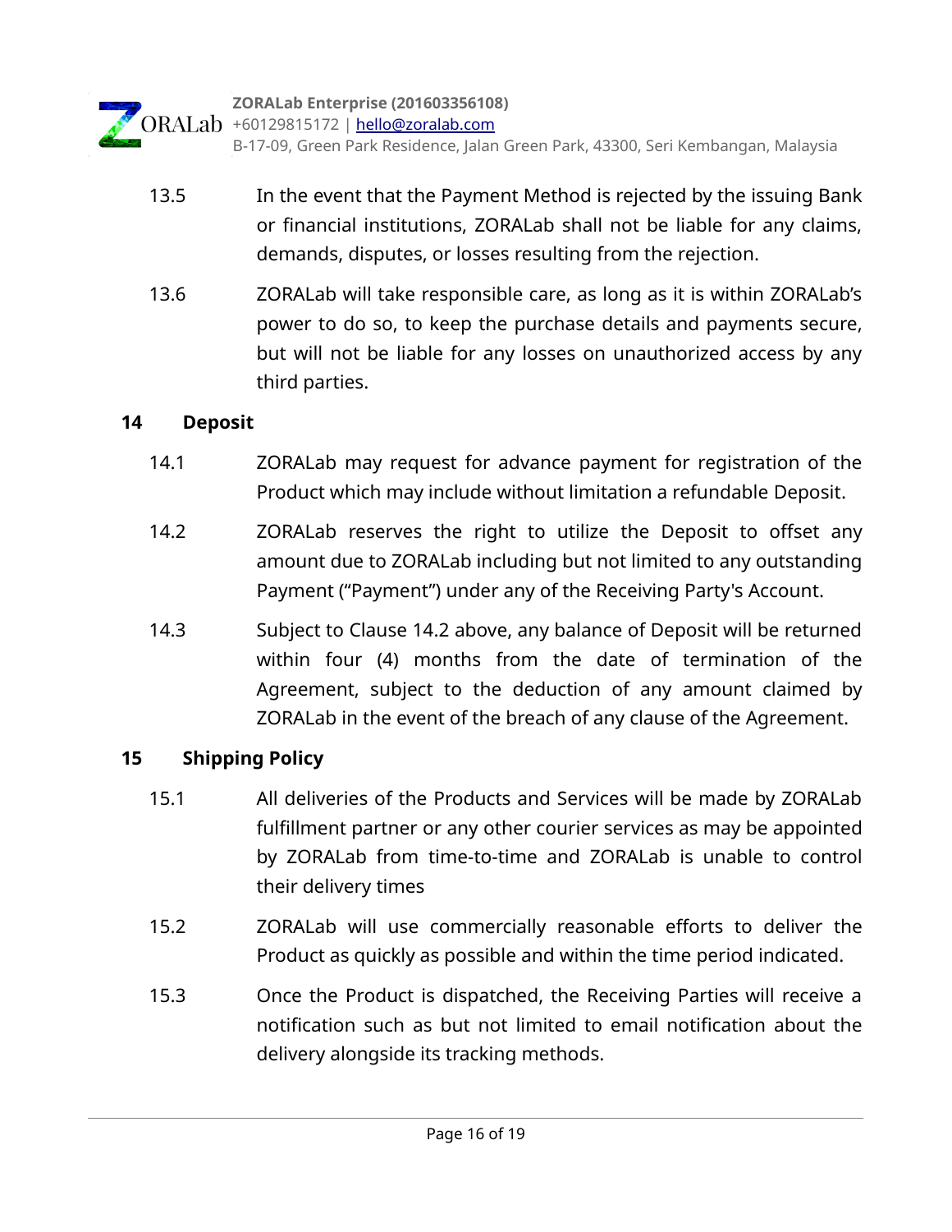13.5 In the event that the Payment Method is rejected by the issuing Bank or financial institutions, ZORALab shall not be liable for any claims, demands, disputes, or losses resulting from the rejection.

13.6 ZORALab will take responsible care, as long as it is within ZORALab's power to do so, to keep the purchase details and payments secure, but will not be liable for any losses on unauthorized access by any third parties.

## 14 Deposit

14.1 ZORALab may request for advance payment for registration of the Product which may include without limitation a refundable Deposit.

14.2 ZORALab reserves the right to utilize the Deposit to offset any amount due to ZORALab including but not limited to any outstanding Payment ("Payment") under any of the Receiving Party's Account.

14.3 Subject to Clause 14.2 above, any balance of Deposit will be returned within four (4) months from the date of termination of the Agreement, subject to the deduction of any amount claimed by ZORALab in the event of the breach of any clause of the Agreement.

## 15 Shipping Policy

15.1 All deliveries of the Products and Services will be made by ZORALab fulfillment partner or any other courier services as may be appointed by ZORALab from time-to-time and ZORALab is unable to control their delivery times

15.2 ZORALab will use commercially reasonable efforts to deliver the Product as quickly as possible and within the time period indicated.

15.3 Once the Product is dispatched, the Receiving Parties will receive a notification such as but not limited to email notification about the delivery alongside its tracking methods.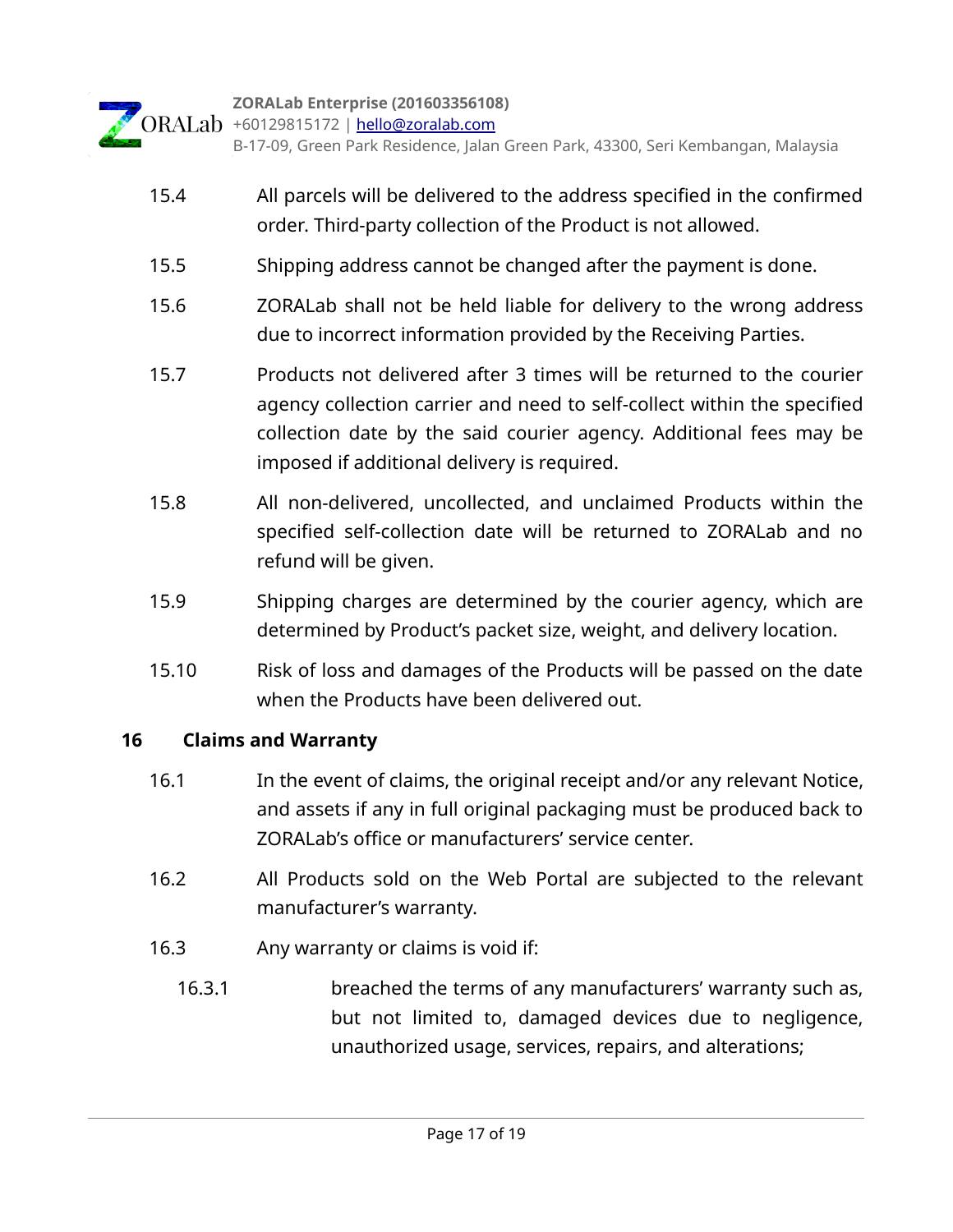15.4 All parcels will be delivered to the address specified in the confirmed order. Third-party collection of the Product is not allowed.

15.5 Shipping address cannot be changed after the payment is done.

15.6 ZORALab shall not be held liable for delivery to the wrong address due to incorrect information provided by the Receiving Parties.

15.7 Products not delivered after 3 times will be returned to the courier agency collection carrier and need to self-collect within the specified collection date by the said courier agency. Additional fees may be imposed if additional delivery is required.

15.8 All non-delivered, uncollected, and unclaimed Products within the specified self-collection date will be returned to ZORALab and no refund will be given.

15.9 Shipping charges are determined by the courier agency, which are determined by Product's packet size, weight, and delivery location.

15.10 Risk of loss and damages of the Products will be passed on the date when the Products have been delivered out.

## 16 Claims and Warranty

16.1 In the event of claims, the original receipt and/or any relevant Notice, and assets if any in full original packaging must be produced back to ZORALab's office or manufacturers' service center.

16.2 All Products sold on the Web Portal are subjected to the relevant manufacturer's warranty.

16.3 Any warranty or claims is void if:

16.3.1 breached the terms of any manufacturers' warranty such as, but not limited to, damaged devices due to negligence, unauthorized usage, services, repairs, and alterations;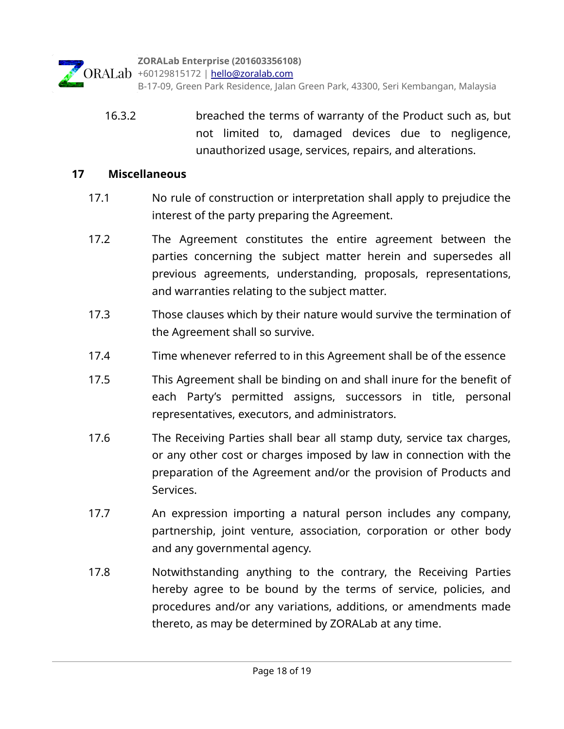16.3.2 breached the terms of warranty of the Product such as, but not limited to, damaged devices due to negligence, unauthorized usage, services, repairs, and alterations.

## 17 Miscellaneous

17.1 No rule of construction or interpretation shall apply to prejudice the interest of the party preparing the Agreement.

17.2 The Agreement constitutes the entire agreement between the parties concerning the subject matter herein and supersedes all previous agreements, understanding, proposals, representations, and warranties relating to the subject matter.

17.3 Those clauses which by their nature would survive the termination of the Agreement shall so survive.

17.4 Time whenever referred to in this Agreement shall be of the essence

17.5 This Agreement shall be binding on and shall inure for the benefit of each Party's permitted assigns, successors in title, personal representatives, executors, and administrators.

17.6 The Receiving Parties shall bear all stamp duty, service tax charges, or any other cost or charges imposed by law in connection with the preparation of the Agreement and/or the provision of Products and Services.

17.7 An expression importing a natural person includes any company, partnership, joint venture, association, corporation or other body and any governmental agency.

17.8 Notwithstanding anything to the contrary, the Receiving Parties hereby agree to be bound by the terms of service, policies, and procedures and/or any variations, additions, or amendments made thereto, as may be determined by ZORALab at any time.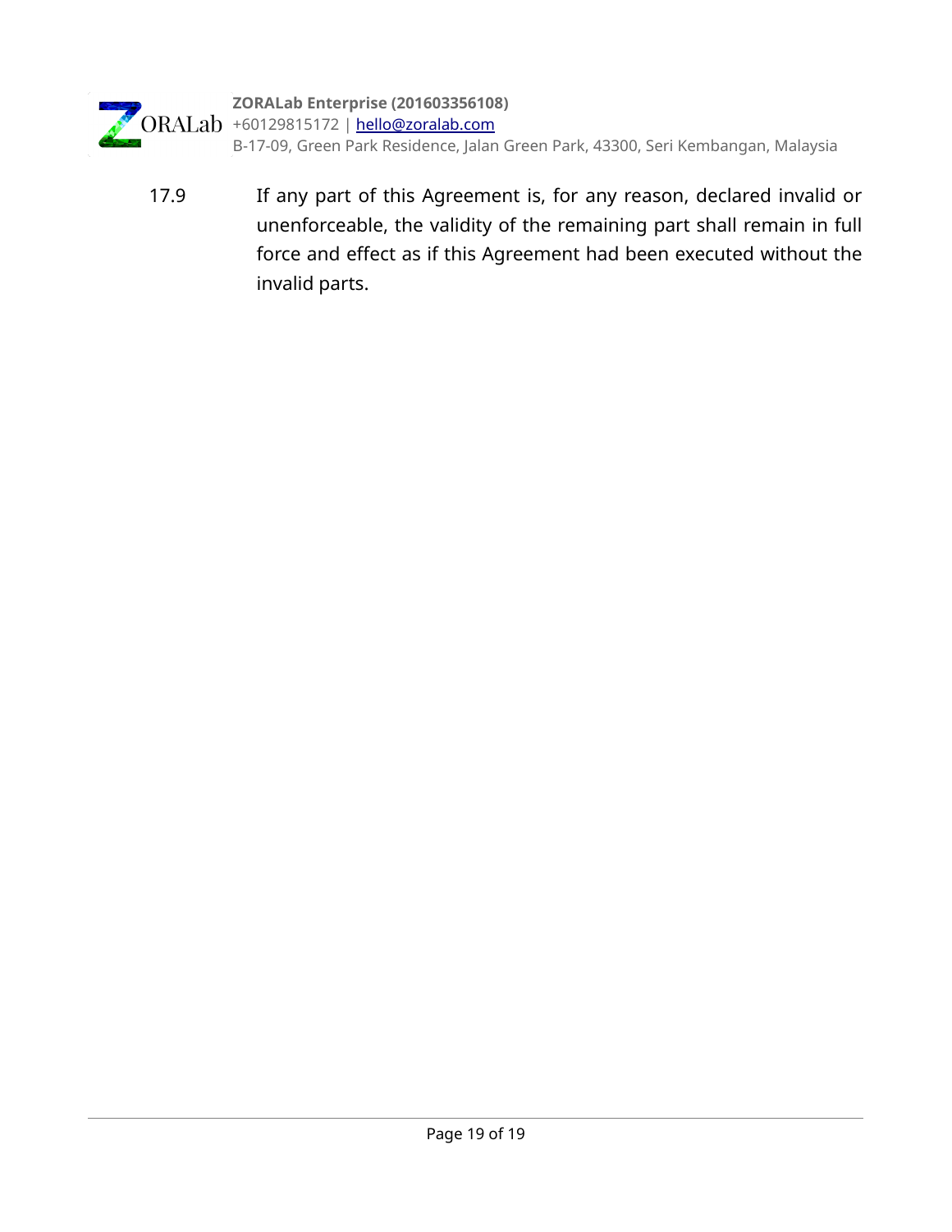17.9 If any part of this Agreement is, for any reason, declared invalid or unenforceable, the validity of the remaining part shall remain in full force and effect as if this Agreement had been executed without the invalid parts.